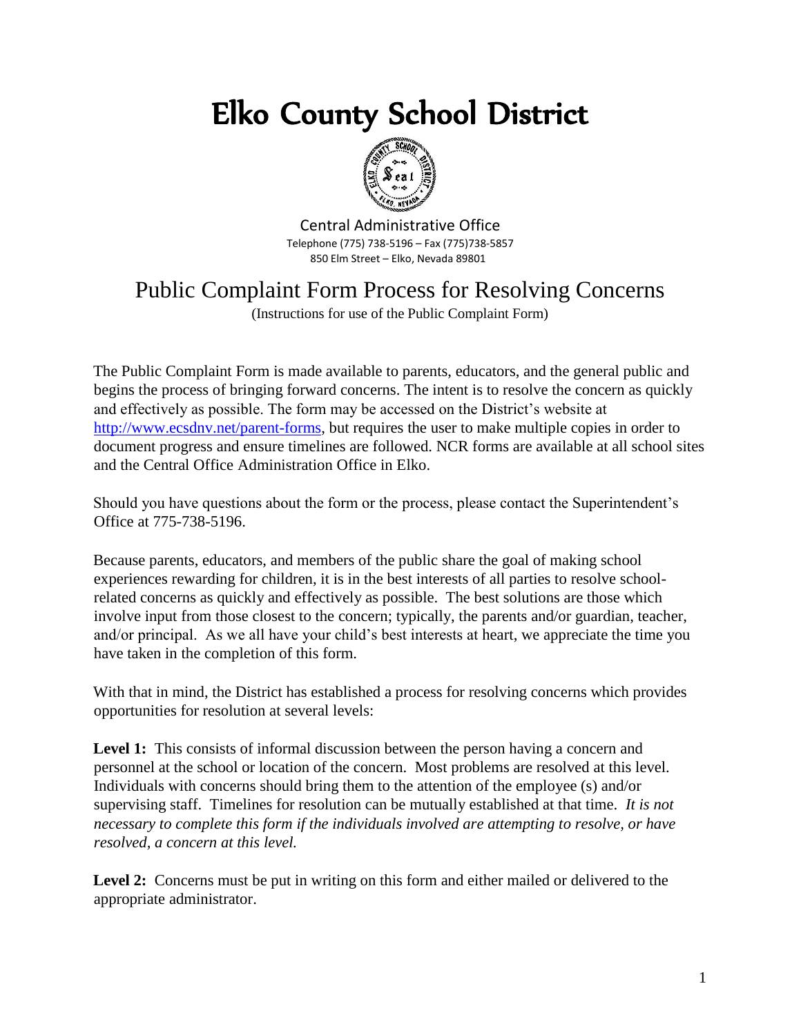# Elko County School District

Central Administrative Office

Telephone (775) 738-5196 – Fax (775)738-5857

850 Elm Street – Elko, Nevada 89801

## Public Complaint Form Process for Resolving Concerns

(Instructions for use of the Public Complaint Form)

The Public Complaint Form is made available to parents, educators, and the general public and begins the process of bringing forward concerns. The intent is to resolve the concern as quickly and effectively as possible. The form may be accessed on the District's website at http://www.ecsdnv.net/parent-forms, but requires the user to make multiple copies in order to document progress and ensure timelines are followed. NCR forms are available at all school sites and the Central Office Administration Office in Elko.

Should you have questions about the form or the process, please contact the Superintendent's Office at 775-738-5196.

Because parents, educators, and members of the public share the goal of making school experiences rewarding for children, it is in the best interests of all parties to resolve school-related concerns as quickly and effectively as possible. The best solutions are those which involve input from those closest to the concern; typically, the parents and/or guardian, teacher, and/or principal. As we all have your child's best interests at heart, we appreciate the time you have taken in the completion of this form.

With that in mind, the District has established a process for resolving concerns which provides opportunities for resolution at several levels:

**Level 1:** This consists of informal discussion between the person having a concern and personnel at the school or location of the concern. Most problems are resolved at this level. Individuals with concerns should bring them to the attention of the employee (s) and/or supervising staff. Timelines for resolution can be mutually established at that time. *It is not necessary to complete this form if the individuals involved are attempting to resolve, or have resolved, a concern at this level.*

**Level 2:** Concerns must be put in writing on this form and either mailed or delivered to the appropriate administrator.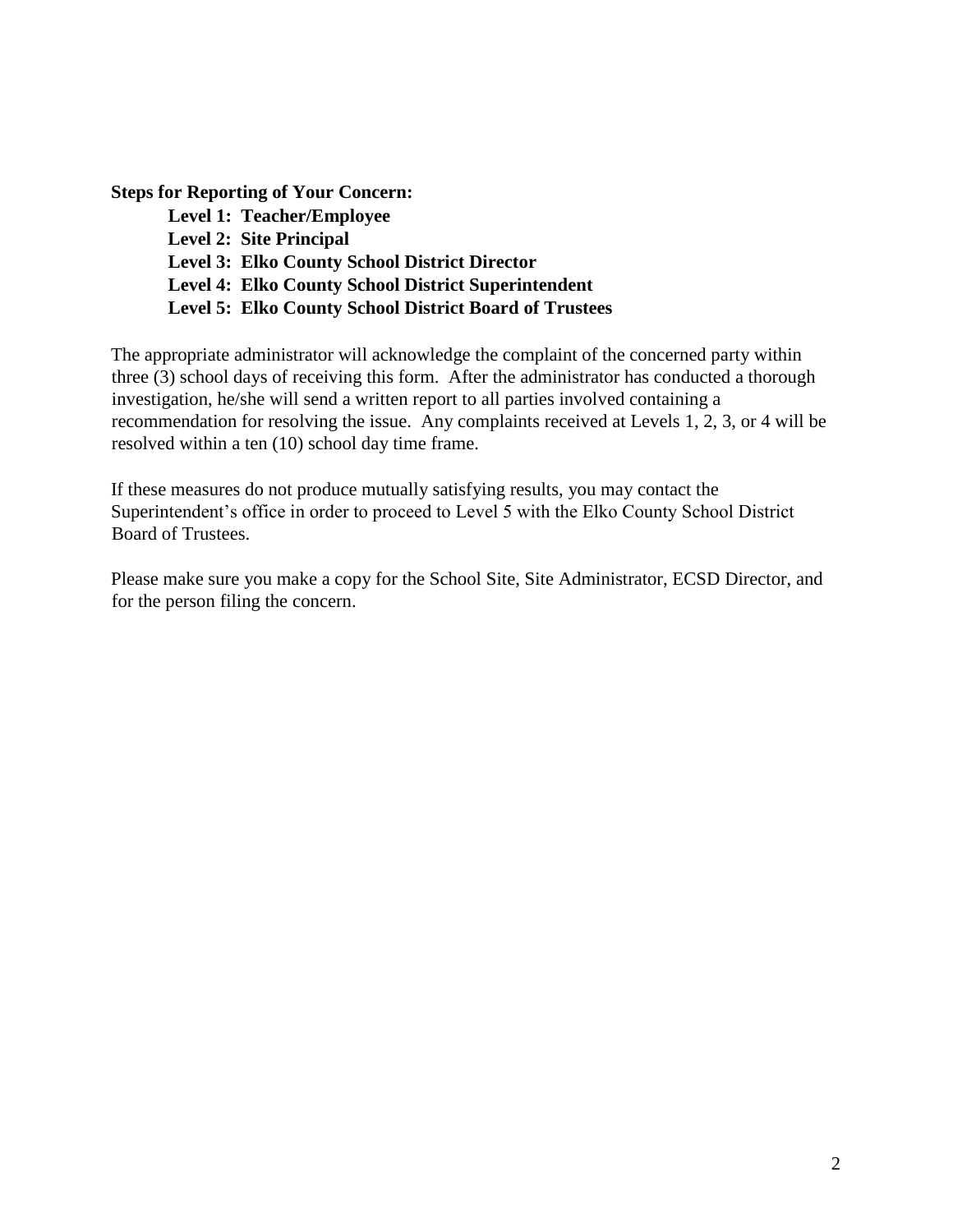**Steps for Reporting of Your Concern:**

**Level 1: Teacher/Employee**
**Level 2: Site Principal**
**Level 3: Elko County School District Director**
**Level 4: Elko County School District Superintendent**
**Level 5: Elko County School District Board of Trustees**

The appropriate administrator will acknowledge the complaint of the concerned party within three (3) school days of receiving this form. After the administrator has conducted a thorough investigation, he/she will send a written report to all parties involved containing a recommendation for resolving the issue. Any complaints received at Levels 1, 2, 3, or 4 will be resolved within a ten (10) school day time frame.

If these measures do not produce mutually satisfying results, you may contact the Superintendent's office in order to proceed to Level 5 with the Elko County School District Board of Trustees.

Please make sure you make a copy for the School Site, Site Administrator, ECSD Director, and for the person filing the concern.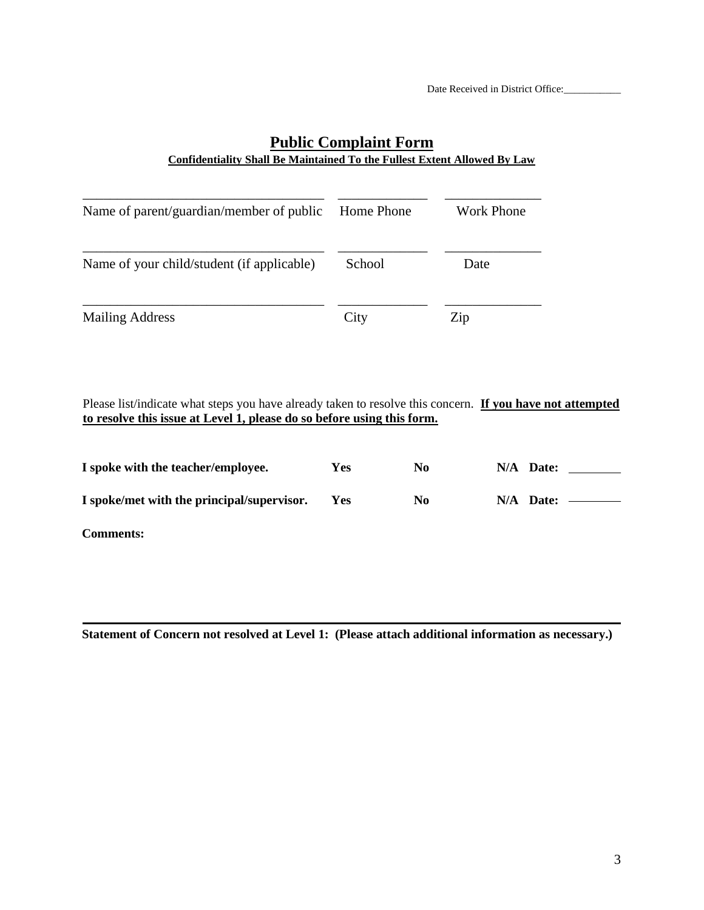Date Received in District Office:___________

# <u>Public Complaint Form</u>

**<u>Confidentiality Shall Be Maintained To the Fullest Extent Allowed By Law</u>**

| ___________________________________ | _____________ | ______________ |
|---|---|---|
| Name of parent/guardian/member of public | Home Phone | Work Phone |
| ___________________________________ | _____________ | ______________ |
| Name of your child/student (if applicable) | School | Date |
| ___________________________________ | _____________ | ______________ |
| Mailing Address | City | Zip |

Please list/indicate what steps you have already taken to resolve this concern. **<u>If you have not attempted to resolve this issue at Level 1, please do so before using this form.</u>**

| | | | |
|---|---|---|---|
| **I spoke with the teacher/employee.** | **Yes** | **No** | **N/A Date:** ________ |
| **I spoke/met with the principal/supervisor.** | **Yes** | **No** | **N/A Date:** ________ |

**Comments:**

---

**Statement of Concern not resolved at Level 1: (Please attach additional information as necessary.)**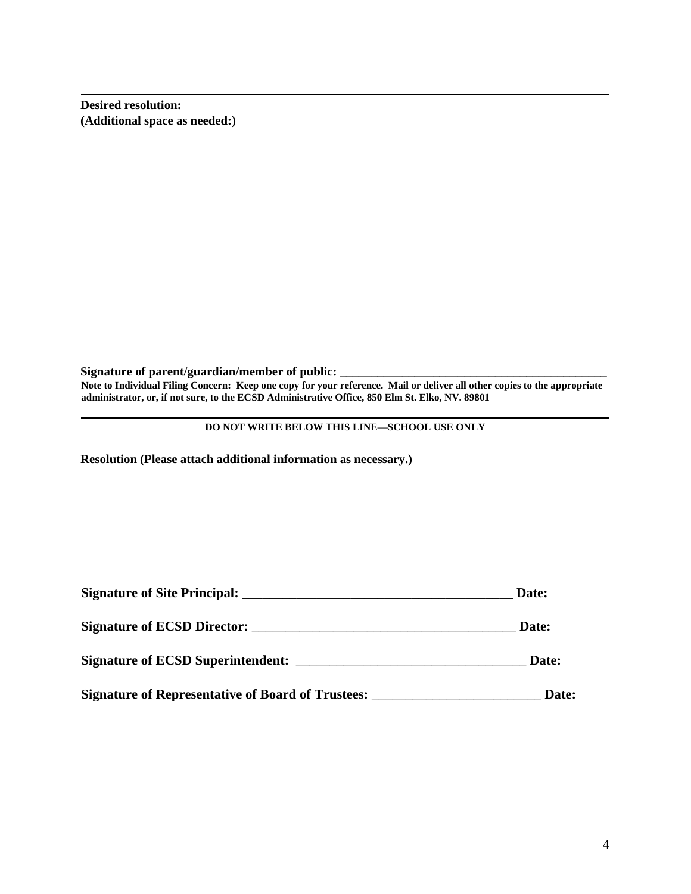---

**Desired resolution:**
**(Additional space as needed:)**

**Signature of parent/guardian/member of public: \_\_\_\_\_\_\_\_\_\_\_\_\_\_\_\_\_\_\_\_\_\_\_\_\_\_\_\_\_\_\_\_\_\_\_\_\_\_\_\_\_\_\_\_\_\_**

**Note to Individual Filing Concern: Keep one copy for your reference. Mail or deliver all other copies to the appropriate administrator, or, if not sure, to the ECSD Administrative Office, 850 Elm St. Elko, NV. 89801**

---

**DO NOT WRITE BELOW THIS LINE—SCHOOL USE ONLY**

**Resolution (Please attach additional information as necessary.)**

**Signature of Site Principal:** \_\_\_\_\_\_\_\_\_\_\_\_\_\_\_\_\_\_\_\_\_\_\_\_\_\_\_\_\_\_\_\_\_\_\_\_\_\_\_\_\_\_ **Date:**

**Signature of ECSD Director:** \_\_\_\_\_\_\_\_\_\_\_\_\_\_\_\_\_\_\_\_\_\_\_\_\_\_\_\_\_\_\_\_\_\_\_\_\_\_\_\_\_ **Date:**

**Signature of ECSD Superintendent:** \_\_\_\_\_\_\_\_\_\_\_\_\_\_\_\_\_\_\_\_\_\_\_\_\_\_\_\_\_\_\_\_\_\_\_\_ **Date:**

**Signature of Representative of Board of Trustees:** \_\_\_\_\_\_\_\_\_\_\_\_\_\_\_\_\_\_\_\_\_\_\_\_\_\_ **Date:**